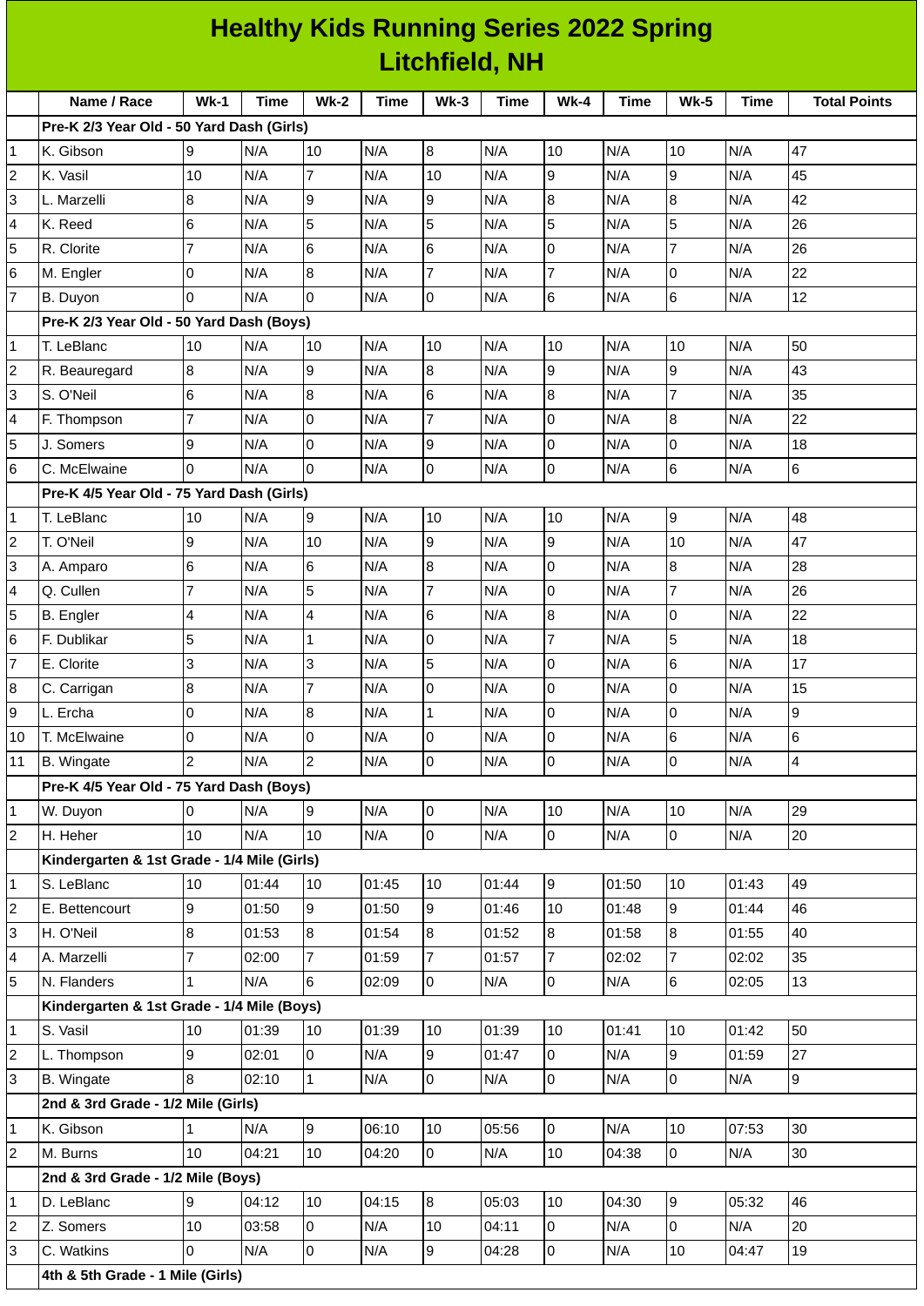# Healthy Kids Running Series 2022 Spring Litchfield, NH

| | Name / Race | Wk-1 | Time | Wk-2 | Time | Wk-3 | Time | Wk-4 | Time | Wk-5 | Time | Total Points |
|---|---|---|---|---|---|---|---|---|---|---|---|---|
| | **Pre-K 2/3 Year Old - 50 Yard Dash (Girls)** | | | | | | | | | | | |
| 1 | K. Gibson | 9 | N/A | 10 | N/A | 8 | N/A | 10 | N/A | 10 | N/A | 47 |
| 2 | K. Vasil | 10 | N/A | 7 | N/A | 10 | N/A | 9 | N/A | 9 | N/A | 45 |
| 3 | L. Marzelli | 8 | N/A | 9 | N/A | 9 | N/A | 8 | N/A | 8 | N/A | 42 |
| 4 | K. Reed | 6 | N/A | 5 | N/A | 5 | N/A | 5 | N/A | 5 | N/A | 26 |
| 5 | R. Clorite | 7 | N/A | 6 | N/A | 6 | N/A | 0 | N/A | 7 | N/A | 26 |
| 6 | M. Engler | 0 | N/A | 8 | N/A | 7 | N/A | 7 | N/A | 0 | N/A | 22 |
| 7 | B. Duyon | 0 | N/A | 0 | N/A | 0 | N/A | 6 | N/A | 6 | N/A | 12 |
| | **Pre-K 2/3 Year Old - 50 Yard Dash (Boys)** | | | | | | | | | | | |
| 1 | T. LeBlanc | 10 | N/A | 10 | N/A | 10 | N/A | 10 | N/A | 10 | N/A | 50 |
| 2 | R. Beauregard | 8 | N/A | 9 | N/A | 8 | N/A | 9 | N/A | 9 | N/A | 43 |
| 3 | S. O'Neil | 6 | N/A | 8 | N/A | 6 | N/A | 8 | N/A | 7 | N/A | 35 |
| 4 | F. Thompson | 7 | N/A | 0 | N/A | 7 | N/A | 0 | N/A | 8 | N/A | 22 |
| 5 | J. Somers | 9 | N/A | 0 | N/A | 9 | N/A | 0 | N/A | 0 | N/A | 18 |
| 6 | C. McElwaine | 0 | N/A | 0 | N/A | 0 | N/A | 0 | N/A | 6 | N/A | 6 |
| | **Pre-K 4/5 Year Old - 75 Yard Dash (Girls)** | | | | | | | | | | | |
| 1 | T. LeBlanc | 10 | N/A | 9 | N/A | 10 | N/A | 10 | N/A | 9 | N/A | 48 |
| 2 | T. O'Neil | 9 | N/A | 10 | N/A | 9 | N/A | 9 | N/A | 10 | N/A | 47 |
| 3 | A. Amparo | 6 | N/A | 6 | N/A | 8 | N/A | 0 | N/A | 8 | N/A | 28 |
| 4 | Q. Cullen | 7 | N/A | 5 | N/A | 7 | N/A | 0 | N/A | 7 | N/A | 26 |
| 5 | B. Engler | 4 | N/A | 4 | N/A | 6 | N/A | 8 | N/A | 0 | N/A | 22 |
| 6 | F. Dublikar | 5 | N/A | 1 | N/A | 0 | N/A | 7 | N/A | 5 | N/A | 18 |
| 7 | E. Clorite | 3 | N/A | 3 | N/A | 5 | N/A | 0 | N/A | 6 | N/A | 17 |
| 8 | C. Carrigan | 8 | N/A | 7 | N/A | 0 | N/A | 0 | N/A | 0 | N/A | 15 |
| 9 | L. Ercha | 0 | N/A | 8 | N/A | 1 | N/A | 0 | N/A | 0 | N/A | 9 |
| 10 | T. McElwaine | 0 | N/A | 0 | N/A | 0 | N/A | 0 | N/A | 6 | N/A | 6 |
| 11 | B. Wingate | 2 | N/A | 2 | N/A | 0 | N/A | 0 | N/A | 0 | N/A | 4 |
| | **Pre-K 4/5 Year Old - 75 Yard Dash (Boys)** | | | | | | | | | | | |
| 1 | W. Duyon | 0 | N/A | 9 | N/A | 0 | N/A | 10 | N/A | 10 | N/A | 29 |
| 2 | H. Heher | 10 | N/A | 10 | N/A | 0 | N/A | 0 | N/A | 0 | N/A | 20 |
| | **Kindergarten & 1st Grade - 1/4 Mile (Girls)** | | | | | | | | | | | |
| 1 | S. LeBlanc | 10 | 01:44 | 10 | 01:45 | 10 | 01:44 | 9 | 01:50 | 10 | 01:43 | 49 |
| 2 | E. Bettencourt | 9 | 01:50 | 9 | 01:50 | 9 | 01:46 | 10 | 01:48 | 9 | 01:44 | 46 |
| 3 | H. O'Neil | 8 | 01:53 | 8 | 01:54 | 8 | 01:52 | 8 | 01:58 | 8 | 01:55 | 40 |
| 4 | A. Marzelli | 7 | 02:00 | 7 | 01:59 | 7 | 01:57 | 7 | 02:02 | 7 | 02:02 | 35 |
| 5 | N. Flanders | 1 | N/A | 6 | 02:09 | 0 | N/A | 0 | N/A | 6 | 02:05 | 13 |
| | **Kindergarten & 1st Grade - 1/4 Mile (Boys)** | | | | | | | | | | | |
| 1 | S. Vasil | 10 | 01:39 | 10 | 01:39 | 10 | 01:39 | 10 | 01:41 | 10 | 01:42 | 50 |
| 2 | L. Thompson | 9 | 02:01 | 0 | N/A | 9 | 01:47 | 0 | N/A | 9 | 01:59 | 27 |
| 3 | B. Wingate | 8 | 02:10 | 1 | N/A | 0 | N/A | 0 | N/A | 0 | N/A | 9 |
| | **2nd & 3rd Grade - 1/2 Mile (Girls)** | | | | | | | | | | | |
| 1 | K. Gibson | 1 | N/A | 9 | 06:10 | 10 | 05:56 | 0 | N/A | 10 | 07:53 | 30 |
| 2 | M. Burns | 10 | 04:21 | 10 | 04:20 | 0 | N/A | 10 | 04:38 | 0 | N/A | 30 |
| | **2nd & 3rd Grade - 1/2 Mile (Boys)** | | | | | | | | | | | |
| 1 | D. LeBlanc | 9 | 04:12 | 10 | 04:15 | 8 | 05:03 | 10 | 04:30 | 9 | 05:32 | 46 |
| 2 | Z. Somers | 10 | 03:58 | 0 | N/A | 10 | 04:11 | 0 | N/A | 0 | N/A | 20 |
| 3 | C. Watkins | 0 | N/A | 0 | N/A | 9 | 04:28 | 0 | N/A | 10 | 04:47 | 19 |
| | **4th & 5th Grade - 1 Mile (Girls)** | | | | | | | | | | | |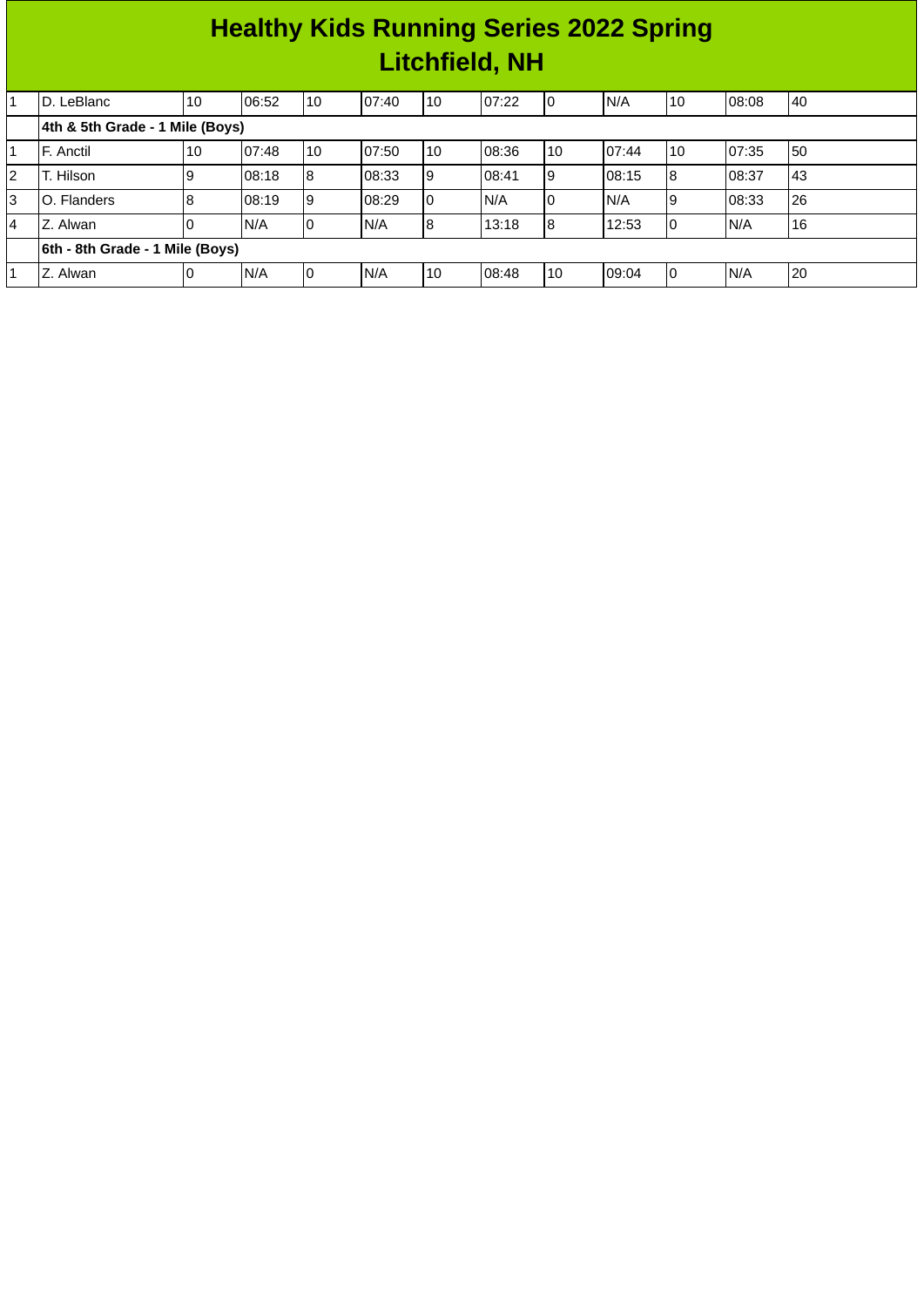# Healthy Kids Running Series 2022 Spring Litchfield, NH

| | | | | | | | | | | | | |
|---|---|---|---|---|---|---|---|---|---|---|---|---|
| 1 | D. LeBlanc | 10 | 06:52 | 10 | 07:40 | 10 | 07:22 | 0 | N/A | 10 | 08:08 | 40 |
| | **4th & 5th Grade - 1 Mile (Boys)** | | | | | | | | | | | |
| 1 | F. Anctil | 10 | 07:48 | 10 | 07:50 | 10 | 08:36 | 10 | 07:44 | 10 | 07:35 | 50 |
| 2 | T. Hilson | 9 | 08:18 | 8 | 08:33 | 9 | 08:41 | 9 | 08:15 | 8 | 08:37 | 43 |
| 3 | O. Flanders | 8 | 08:19 | 9 | 08:29 | 0 | N/A | 0 | N/A | 9 | 08:33 | 26 |
| 4 | Z. Alwan | 0 | N/A | 0 | N/A | 8 | 13:18 | 8 | 12:53 | 0 | N/A | 16 |
| | **6th - 8th Grade - 1 Mile (Boys)** | | | | | | | | | | | |
| 1 | Z. Alwan | 0 | N/A | 0 | N/A | 10 | 08:48 | 10 | 09:04 | 0 | N/A | 20 |